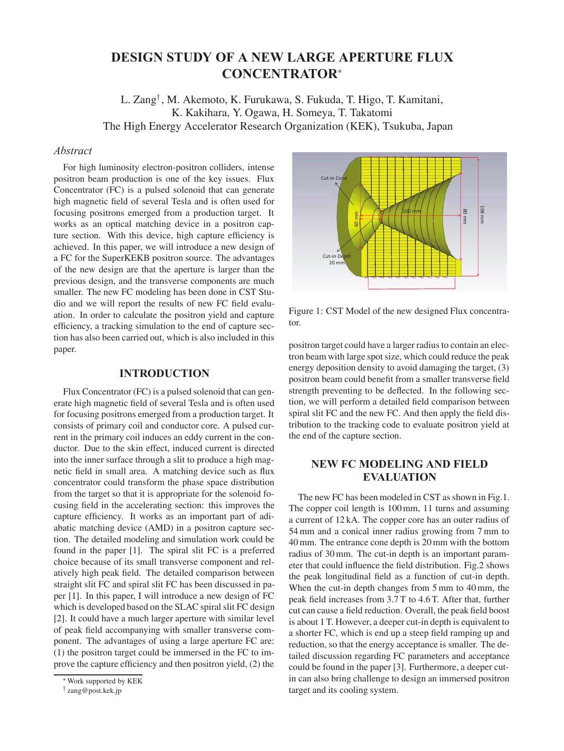# DESIGN STUDY OF A NEW LARGE APERTURE FLUX CONCENTRATOR*

L. Zang†, M. Akemoto, K. Furukawa, S. Fukuda, T. Higo, T. Kamitani, K. Kakihara, Y. Ogawa, H. Someya, T. Takatomi
The High Energy Accelerator Research Organization (KEK), Tsukuba, Japan

### *Abstract*

For high luminosity electron-positron colliders, intense positron beam production is one of the key issues. Flux Concentrator (FC) is a pulsed solenoid that can generate high magnetic field of several Tesla and is often used for focusing positrons emerged from a production target. It works as an optical matching device in a positron capture section. With this device, high capture efficiency is achieved. In this paper, we will introduce a new design of a FC for the SuperKEKB positron source. The advantages of the new design are that the aperture is larger than the previous design, and the transverse components are much smaller. The new FC modeling has been done in CST Studio and we will report the results of new FC field evaluation. In order to calculate the positron yield and capture efficiency, a tracking simulation to the end of capture section has also been carried out, which is also included in this paper.

## INTRODUCTION

Flux Concentrator (FC) is a pulsed solenoid that can generate high magnetic field of several Tesla and is often used for focusing positrons emerged from a production target. It consists of primary coil and conductor core. A pulsed current in the primary coil induces an eddy current in the conductor. Due to the skin effect, induced current is directed into the inner surface through a slit to produce a high magnetic field in small area. A matching device such as flux concentrator could transform the phase space distribution from the target so that it is appropriate for the solenoid focusing field in the accelerating section: this improves the capture efficiency. It works as an important part of adiabatic matching device (AMD) in a positron capture section. The detailed modeling and simulation work could be found in the paper [1]. The spiral slit FC is a preferred choice because of its small transverse component and relatively high peak field. The detailed comparison between straight slit FC and spiral slit FC has been discussed in paper [1]. In this paper, I will introduce a new design of FC which is developed based on the SLAC spiral slit FC design [2]. It could have a much larger aperture with similar level of peak field accompanying with smaller transverse component. The advantages of using a large aperture FC are: (1) the positron target could be immersed in the FC to improve the capture efficiency and then positron yield, (2) the positron target could have a larger radius to contain an electron beam with large spot size, which could reduce the peak energy deposition density to avoid damaging the target, (3) positron beam could benefit from a smaller transverse field strength preventing to be deflected. In the following section, we will perform a detailed field comparison between spiral slit FC and the new FC. And then apply the field distribution to the tracking code to evaluate positron yield at the end of the capture section.

Figure 1: CST Model of the new designed Flux concentrator.

## NEW FC MODELING AND FIELD EVALUATION

The new FC has been modeled in CST as shown in Fig.1. The copper coil length is 100 mm, 11 turns and assuming a current of 12 kA. The copper core has an outer radius of 54 mm and a conical inner radius growing from 7 mm to 40 mm. The entrance cone depth is 20 mm with the bottom radius of 30 mm. The cut-in depth is an important parameter that could influence the field distribution. Fig.2 shows the peak longitudinal field as a function of cut-in depth. When the cut-in depth changes from 5 mm to 40 mm, the peak field increases from 3.7 T to 4.6 T. After that, further cut can cause a field reduction. Overall, the peak field boost is about 1 T. However, a deeper cut-in depth is equivalent to a shorter FC, which is end up a steep field ramping up and reduction, so that the energy acceptance is smaller. The detailed discussion regarding FC parameters and acceptance could be found in the paper [3]. Furthermore, a deeper cut-in can also bring challenge to design an immersed positron target and its cooling system.

---

* Work supported by KEK
† zang@post.kek.jp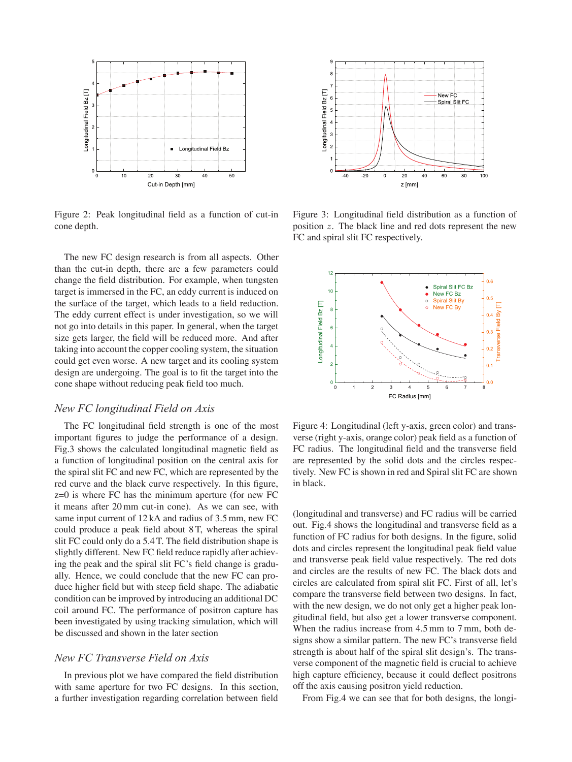Figure 2: Peak longitudinal field as a function of cut-in cone depth.

Figure 3: Longitudinal field distribution as a function of position $z$. The black line and red dots represent the new FC and spiral slit FC respectively.

The new FC design research is from all aspects. Other than the cut-in depth, there are a few parameters could change the field distribution. For example, when tungsten target is immersed in the FC, an eddy current is induced on the surface of the target, which leads to a field reduction. The eddy current effect is under investigation, so we will not go into details in this paper. In general, when the target size gets larger, the field will be reduced more. And after taking into account the copper cooling system, the situation could get even worse. A new target and its cooling system design are undergoing. The goal is to fit the target into the cone shape without reducing peak field too much.

### *New FC longitudinal Field on Axis*

The FC longitudinal field strength is one of the most important figures to judge the performance of a design. Fig.3 shows the calculated longitudinal magnetic field as a function of longitudinal position on the central axis for the spiral slit FC and new FC, which are represented by the red curve and the black curve respectively. In this figure, z=0 is where FC has the minimum aperture (for new FC it means after 20 mm cut-in cone). As we can see, with same input current of 12 kA and radius of 3.5 mm, new FC could produce a peak field about 8 T, whereas the spiral slit FC could only do a 5.4 T. The field distribution shape is slightly different. New FC field reduce rapidly after achieving the peak and the spiral slit FC's field change is gradually. Hence, we could conclude that the new FC can produce higher field but with steep field shape. The adiabatic condition can be improved by introducing an additional DC coil around FC. The performance of positron capture has been investigated by using tracking simulation, which will be discussed and shown in the later section

### *New FC Transverse Field on Axis*

In previous plot we have compared the field distribution with same aperture for two FC designs. In this section, a further investigation regarding correlation between field (longitudinal and transverse) and FC radius will be carried out. Fig.4 shows the longitudinal and transverse field as a function of FC radius for both designs. In the figure, solid dots and circles represent the longitudinal peak field value and transverse peak field value respectively. The red dots and circles are the results of new FC. The black dots and circles are calculated from spiral slit FC. First of all, let's compare the transverse field between two designs. In fact, with the new design, we do not only get a higher peak longitudinal field, but also get a lower transverse component. When the radius increase from 4.5 mm to 7 mm, both designs show a similar pattern. The new FC's transverse field strength is about half of the spiral slit design's. The transverse component of the magnetic field is crucial to achieve high capture efficiency, because it could deflect positrons off the axis causing positron yield reduction.

Figure 4: Longitudinal (left y-axis, green color) and transverse (right y-axis, orange color) peak field as a function of FC radius. The longitudinal field and the transverse field are represented by the solid dots and the circles respectively. New FC is shown in red and Spiral slit FC are shown in black.

From Fig.4 we can see that for both designs, the longi-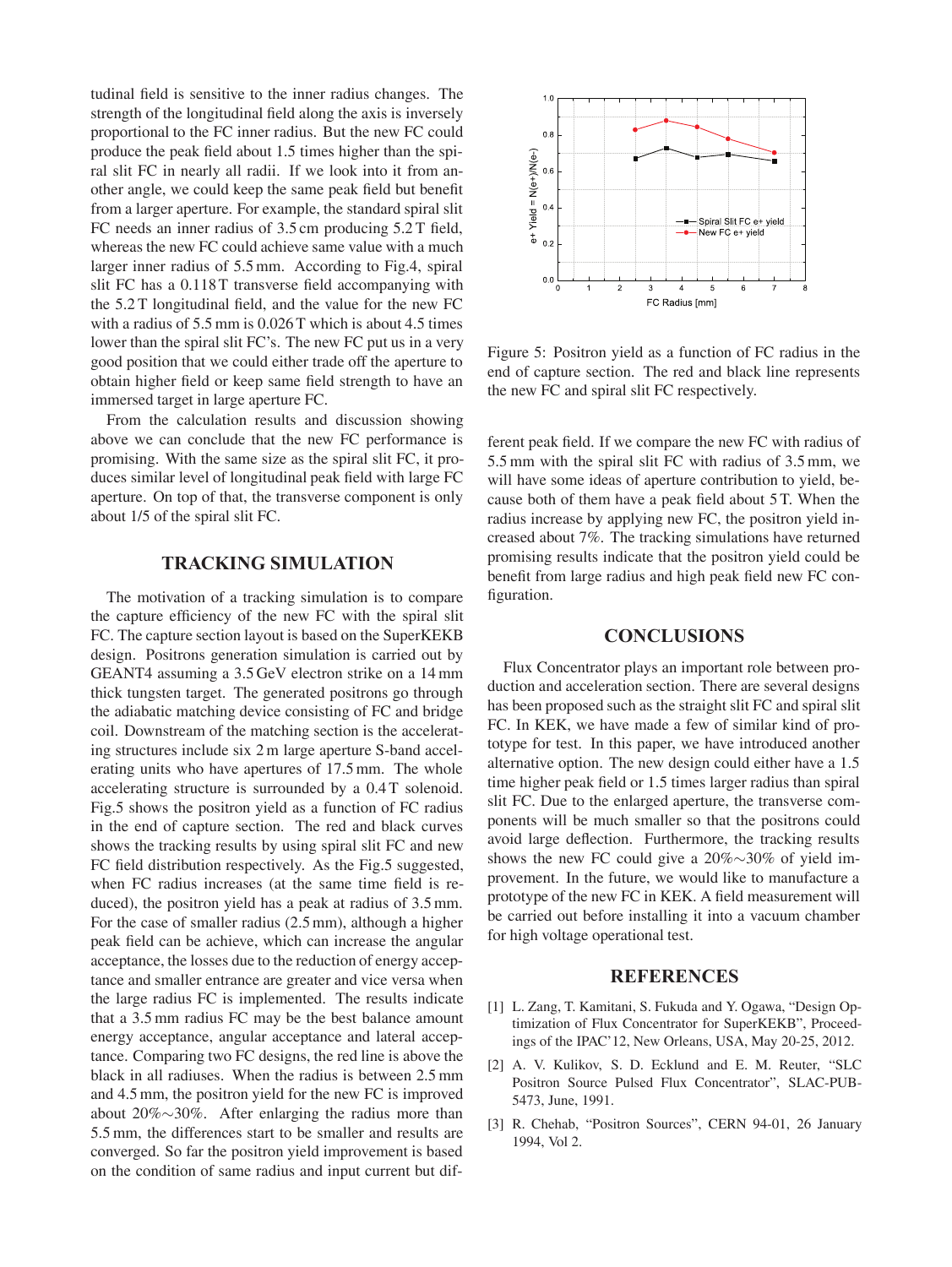tudinal field is sensitive to the inner radius changes. The strength of the longitudinal field along the axis is inversely proportional to the FC inner radius. But the new FC could produce the peak field about 1.5 times higher than the spiral slit FC in nearly all radii. If we look into it from another angle, we could keep the same peak field but benefit from a larger aperture. For example, the standard spiral slit FC needs an inner radius of 3.5 cm producing 5.2 T field, whereas the new FC could achieve same value with a much larger inner radius of 5.5 mm. According to Fig.4, spiral slit FC has a 0.118 T transverse field accompanying with the 5.2 T longitudinal field, and the value for the new FC with a radius of 5.5 mm is 0.026 T which is about 4.5 times lower than the spiral slit FC's. The new FC put us in a very good position that we could either trade off the aperture to obtain higher field or keep same field strength to have an immersed target in large aperture FC.

From the calculation results and discussion showing above we can conclude that the new FC performance is promising. With the same size as the spiral slit FC, it produces similar level of longitudinal peak field with large FC aperture. On top of that, the transverse component is only about 1/5 of the spiral slit FC.

## TRACKING SIMULATION

The motivation of a tracking simulation is to compare the capture efficiency of the new FC with the spiral slit FC. The capture section layout is based on the SuperKEKB design. Positrons generation simulation is carried out by GEANT4 assuming a 3.5 GeV electron strike on a 14 mm thick tungsten target. The generated positrons go through the adiabatic matching device consisting of FC and bridge coil. Downstream of the matching section is the accelerating structures include six 2 m large aperture S-band accelerating units who have apertures of 17.5 mm. The whole accelerating structure is surrounded by a 0.4 T solenoid. Fig.5 shows the positron yield as a function of FC radius in the end of capture section. The red and black curves shows the tracking results by using spiral slit FC and new FC field distribution respectively. As the Fig.5 suggested, when FC radius increases (at the same time field is reduced), the positron yield has a peak at radius of 3.5 mm. For the case of smaller radius (2.5 mm), although a higher peak field can be achieve, which can increase the angular acceptance, the losses due to the reduction of energy acceptance and smaller entrance are greater and vice versa when the large radius FC is implemented. The results indicate that a 3.5 mm radius FC may be the best balance amount energy acceptance, angular acceptance and lateral acceptance. Comparing two FC designs, the red line is above the black in all radiuses. When the radius is between 2.5 mm and 4.5 mm, the positron yield for the new FC is improved about 20%∼30%. After enlarging the radius more than 5.5 mm, the differences start to be smaller and results are converged. So far the positron yield improvement is based on the condition of same radius and input current but different peak field. If we compare the new FC with radius of 5.5 mm with the spiral slit FC with radius of 3.5 mm, we will have some ideas of aperture contribution to yield, because both of them have a peak field about 5 T. When the radius increase by applying new FC, the positron yield increased about 7%. The tracking simulations have returned promising results indicate that the positron yield could be benefit from large radius and high peak field new FC configuration.

e+ Yield = N(e+)/N(e-)
FC Radius [mm]
Spiral Slit FC e+ yield
New FC e+ yield

Figure 5: Positron yield as a function of FC radius in the end of capture section. The red and black line represents the new FC and spiral slit FC respectively.

## CONCLUSIONS

Flux Concentrator plays an important role between production and acceleration section. There are several designs has been proposed such as the straight slit FC and spiral slit FC. In KEK, we have made a few of similar kind of prototype for test. In this paper, we have introduced another alternative option. The new design could either have a 1.5 time higher peak field or 1.5 times larger radius than spiral slit FC. Due to the enlarged aperture, the transverse components will be much smaller so that the positrons could avoid large deflection. Furthermore, the tracking results shows the new FC could give a 20%∼30% of yield improvement. In the future, we would like to manufacture a prototype of the new FC in KEK. A field measurement will be carried out before installing it into a vacuum chamber for high voltage operational test.

## REFERENCES

[1] L. Zang, T. Kamitani, S. Fukuda and Y. Ogawa, "Design Optimization of Flux Concentrator for SuperKEKB", Proceedings of the IPAC'12, New Orleans, USA, May 20-25, 2012.

[2] A. V. Kulikov, S. D. Ecklund and E. M. Reuter, "SLC Positron Source Pulsed Flux Concentrator", SLAC-PUB-5473, June, 1991.

[3] R. Chehab, "Positron Sources", CERN 94-01, 26 January 1994, Vol 2.